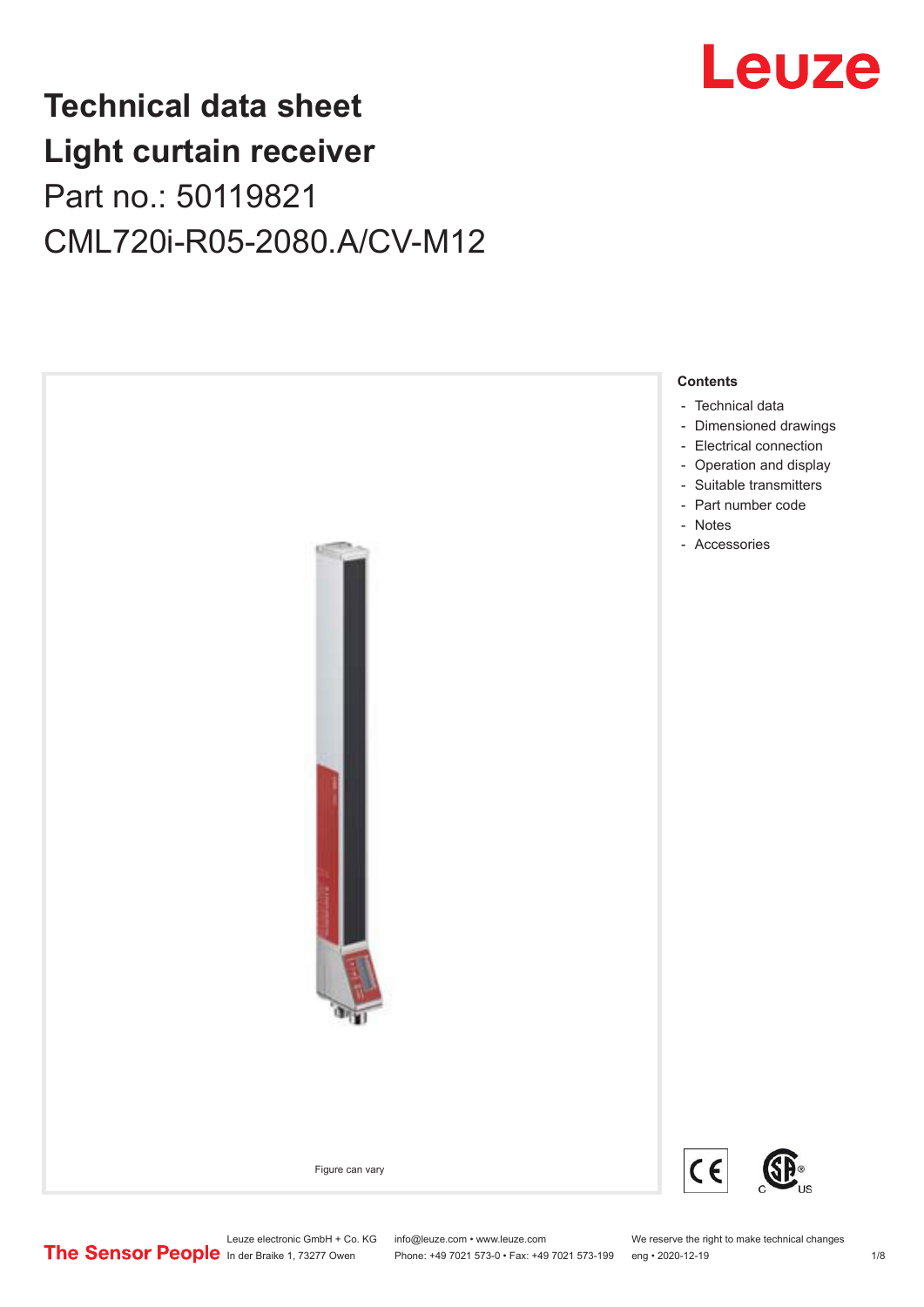# Technical data sheet
# Light curtain receiver
## Part no.: 50119821
## CML720i-R05-2080.A/CV-M12

Figure can vary

**Contents**

- Technical data
- Dimensioned drawings
- Electrical connection
- Operation and display
- Suitable transmitters
- Part number code
- Notes
- Accessories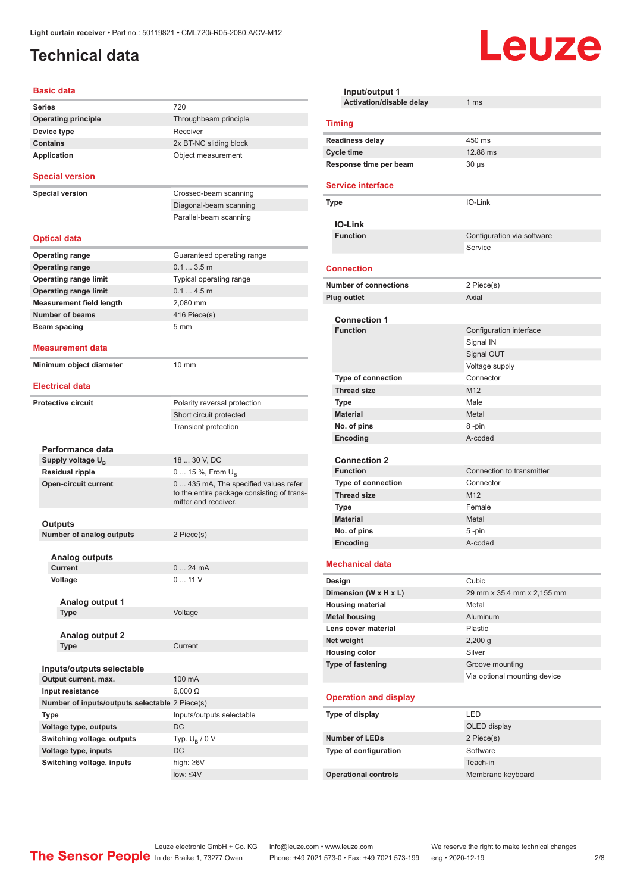# Technical data

## Basic data

| | |
|---|---|
| **Series** | 720 |
| **Operating principle** | Throughbeam principle |
| **Device type** | Receiver |
| **Contains** | 2x BT-NC sliding block |
| **Application** | Object measurement |

## Special version

| | |
|---|---|
| **Special version** | Crossed-beam scanning |
| | Diagonal-beam scanning |
| | Parallel-beam scanning |

## Optical data

| | |
|---|---|
| **Operating range** | Guaranteed operating range |
| **Operating range** | 0.1 ... 3.5 m |
| **Operating range limit** | Typical operating range |
| **Operating range limit** | 0.1 ... 4.5 m |
| **Measurement field length** | 2,080 mm |
| **Number of beams** | 416 Piece(s) |
| **Beam spacing** | 5 mm |

## Measurement data

| | |
|---|---|
| **Minimum object diameter** | 10 mm |

## Electrical data

| | |
|---|---|
| **Protective circuit** | Polarity reversal protection |
| | Short circuit protected |
| | Transient protection |

### Performance data

| | |
|---|---|
| **Supply voltage $U_B$** | 18 ... 30 V, DC |
| **Residual ripple** | 0 ... 15 %, From $U_B$ |
| **Open-circuit current** | 0 ... 435 mA, The specified values refer to the entire package consisting of transmitter and receiver. |

### Outputs

| | |
|---|---|
| **Number of analog outputs** | 2 Piece(s) |

#### Analog outputs

| | |
|---|---|
| **Current** | 0 ... 24 mA |
| **Voltage** | 0 ... 11 V |

##### Analog output 1

| | |
|---|---|
| **Type** | Voltage |

##### Analog output 2

| | |
|---|---|
| **Type** | Current |

### Inputs/outputs selectable

| | |
|---|---|
| **Output current, max.** | 100 mA |
| **Input resistance** | 6,000 Ω |
| **Number of inputs/outputs selectable** | 2 Piece(s) |
| **Type** | Inputs/outputs selectable |
| **Voltage type, outputs** | DC |
| **Switching voltage, outputs** | Typ. $U_B$ / 0 V |
| **Voltage type, inputs** | DC |
| **Switching voltage, inputs** | high: ≥6V |
| | low: ≤4V |

### Input/output 1

| | |
|---|---|
| **Activation/disable delay** | 1 ms |

## Timing

| | |
|---|---|
| **Readiness delay** | 450 ms |
| **Cycle time** | 12.88 ms |
| **Response time per beam** | 30 µs |

## Service interface

| | |
|---|---|
| **Type** | IO-Link |

### IO-Link

| | |
|---|---|
| **Function** | Configuration via software |
| | Service |

## Connection

| | |
|---|---|
| **Number of connections** | 2 Piece(s) |
| **Plug outlet** | Axial |

### Connection 1

| | |
|---|---|
| **Function** | Configuration interface |
| | Signal IN |
| | Signal OUT |
| | Voltage supply |
| **Type of connection** | Connector |
| **Thread size** | M12 |
| **Type** | Male |
| **Material** | Metal |
| **No. of pins** | 8 -pin |
| **Encoding** | A-coded |

### Connection 2

| | |
|---|---|
| **Function** | Connection to transmitter |
| **Type of connection** | Connector |
| **Thread size** | M12 |
| **Type** | Female |
| **Material** | Metal |
| **No. of pins** | 5 -pin |
| **Encoding** | A-coded |

## Mechanical data

| | |
|---|---|
| **Design** | Cubic |
| **Dimension (W x H x L)** | 29 mm x 35.4 mm x 2,155 mm |
| **Housing material** | Metal |
| **Metal housing** | Aluminum |
| **Lens cover material** | Plastic |
| **Net weight** | 2,200 g |
| **Housing color** | Silver |
| **Type of fastening** | Groove mounting |
| | Via optional mounting device |

## Operation and display

| | |
|---|---|
| **Type of display** | LED |
| | OLED display |
| **Number of LEDs** | 2 Piece(s) |
| **Type of configuration** | Software |
| | Teach-in |
| **Operational controls** | Membrane keyboard |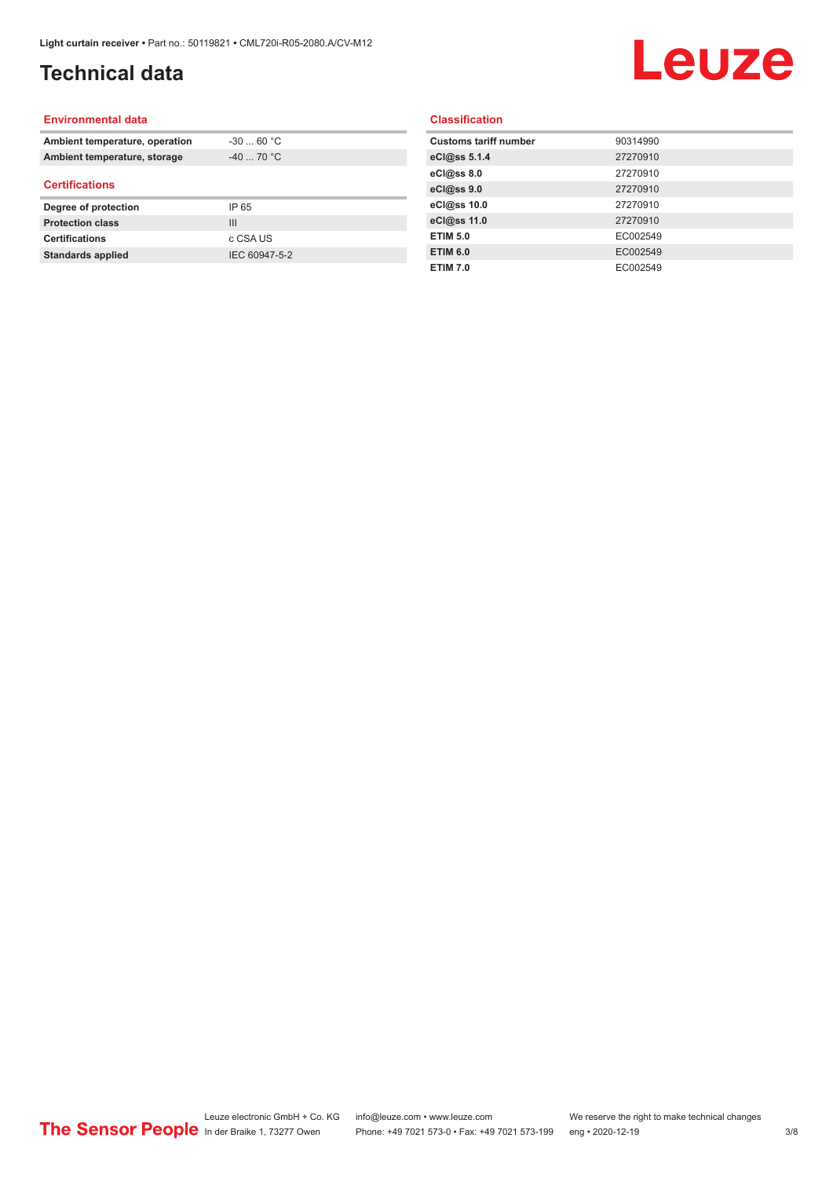# Technical data

## Environmental data

| | |
|---|---|
| **Ambient temperature, operation** | -30 ... 60 °C |
| **Ambient temperature, storage** | -40 ... 70 °C |

## Certifications

| | |
|---|---|
| **Degree of protection** | IP 65 |
| **Protection class** | III |
| **Certifications** | c CSA US |
| **Standards applied** | IEC 60947-5-2 |

## Classification

| | |
|---|---|
| **Customs tariff number** | 90314990 |
| **eCl@ss 5.1.4** | 27270910 |
| **eCl@ss 8.0** | 27270910 |
| **eCl@ss 9.0** | 27270910 |
| **eCl@ss 10.0** | 27270910 |
| **eCl@ss 11.0** | 27270910 |
| **ETIM 5.0** | EC002549 |
| **ETIM 6.0** | EC002549 |
| **ETIM 7.0** | EC002549 |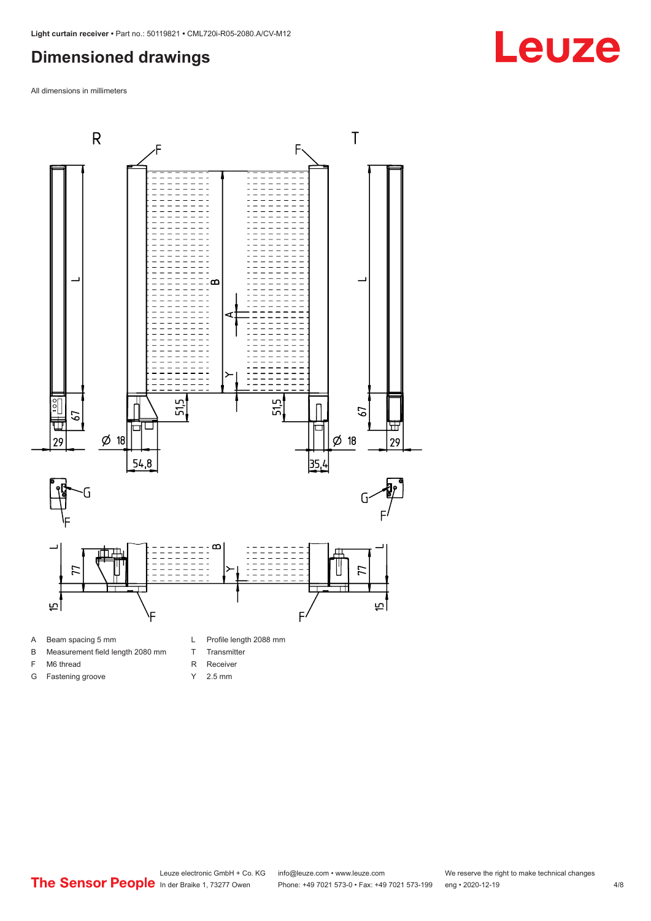## Dimensioned drawings

All dimensions in millimeters

| | | | |
|---|---|---|---|
| A | Beam spacing 5 mm | L | Profile length 2088 mm |
| B | Measurement field length 2080 mm | T | Transmitter |
| F | M6 thread | R | Receiver |
| G | Fastening groove | Y | 2.5 mm |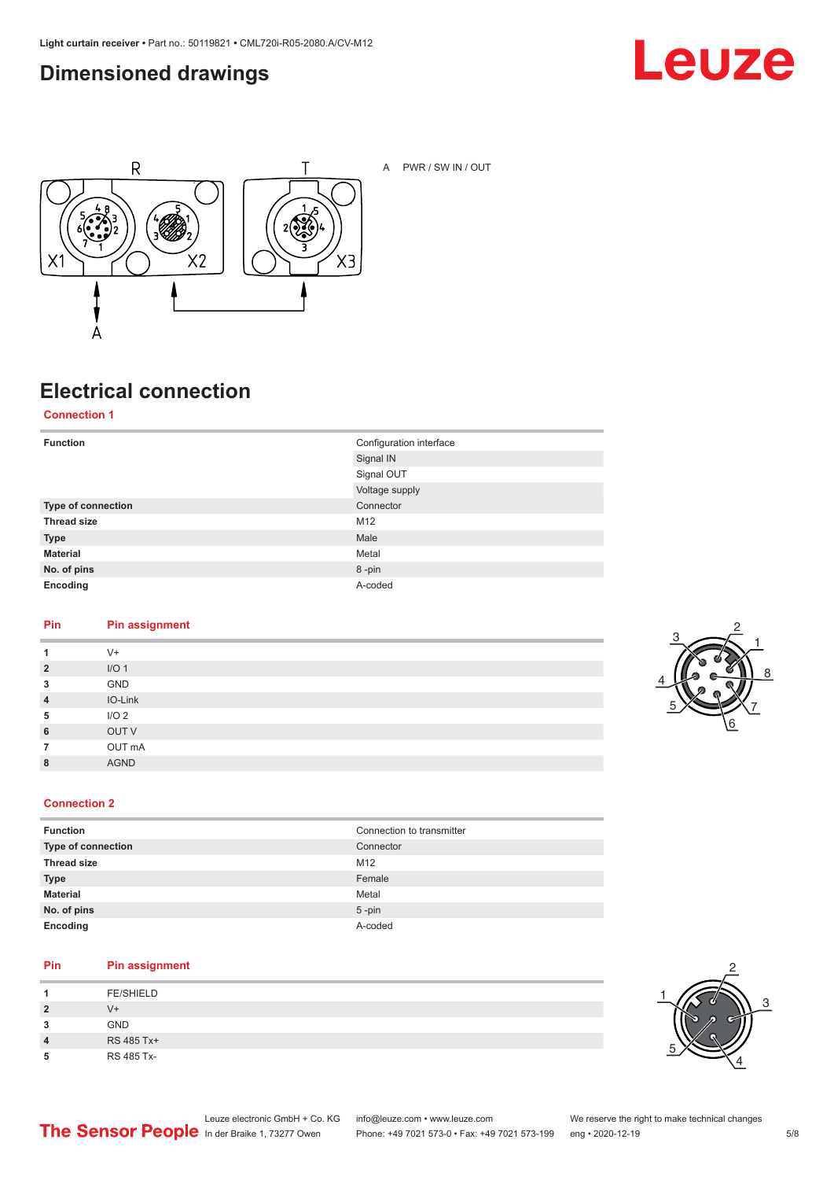## Dimensioned drawings

A PWR / SW IN / OUT

## Electrical connection

### Connection 1

| Function | Configuration interface |
|---|---|
| | Signal IN |
| | Signal OUT |
| | Voltage supply |
| **Type of connection** | Connector |
| **Thread size** | M12 |
| **Type** | Male |
| **Material** | Metal |
| **No. of pins** | 8 -pin |
| **Encoding** | A-coded |

| Pin | Pin assignment |
|---|---|
| **1** | V+ |
| **2** | I/O 1 |
| **3** | GND |
| **4** | IO-Link |
| **5** | I/O 2 |
| **6** | OUT V |
| **7** | OUT mA |
| **8** | AGND |

### Connection 2

| Function | Connection to transmitter |
|---|---|
| **Type of connection** | Connector |
| **Thread size** | M12 |
| **Type** | Female |
| **Material** | Metal |
| **No. of pins** | 5 -pin |
| **Encoding** | A-coded |

| Pin | Pin assignment |
|---|---|
| **1** | FE/SHIELD |
| **2** | V+ |
| **3** | GND |
| **4** | RS 485 Tx+ |
| **5** | RS 485 Tx- |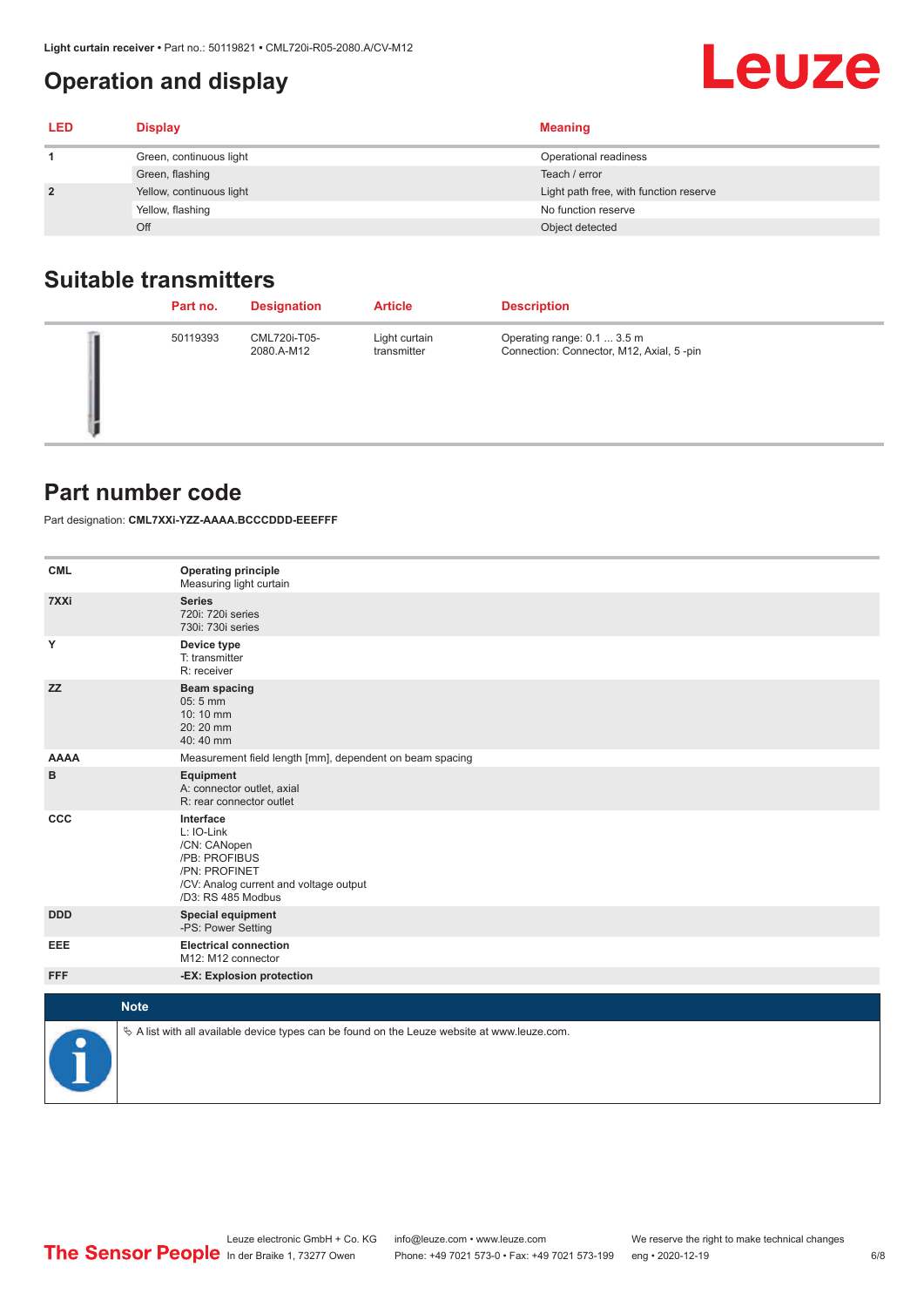## Operation and display

| LED | Display | Meaning |
|---|---|---|
| 1 | Green, continuous light | Operational readiness |
| | Green, flashing | Teach / error |
| 2 | Yellow, continuous light | Light path free, with function reserve |
| | Yellow, flashing | No function reserve |
| | Off | Object detected |

## Suitable transmitters

| | Part no. | Designation | Article | Description |
|---|---|---|---|---|
| | 50119393 | CML720i-T05-2080.A-M12 | Light curtain transmitter | Operating range: 0.1 ... 3.5 m<br>Connection: Connector, M12, Axial, 5 -pin |

## Part number code

Part designation: **CML7XXi-YZZ-AAAA.BCCCDDD-EEEFFF**

| | |
|---|---|
| **CML** | **Operating principle**<br>Measuring light curtain |
| **7XXi** | **Series**<br>720i: 720i series<br>730i: 730i series |
| **Y** | **Device type**<br>T: transmitter<br>R: receiver |
| **ZZ** | **Beam spacing**<br>05: 5 mm<br>10: 10 mm<br>20: 20 mm<br>40: 40 mm |
| **AAAA** | Measurement field length [mm], dependent on beam spacing |
| **B** | **Equipment**<br>A: connector outlet, axial<br>R: rear connector outlet |
| **CCC** | **Interface**<br>L: IO-Link<br>/CN: CANopen<br>/PB: PROFIBUS<br>/PN: PROFINET<br>/CV: Analog current and voltage output<br>/D3: RS 485 Modbus |
| **DDD** | **Special equipment**<br>-PS: Power Setting |
| **EEE** | **Electrical connection**<br>M12: M12 connector |
| **FFF** | **-EX: Explosion protection** |

**Note**

↳ A list with all available device types can be found on the Leuze website at www.leuze.com.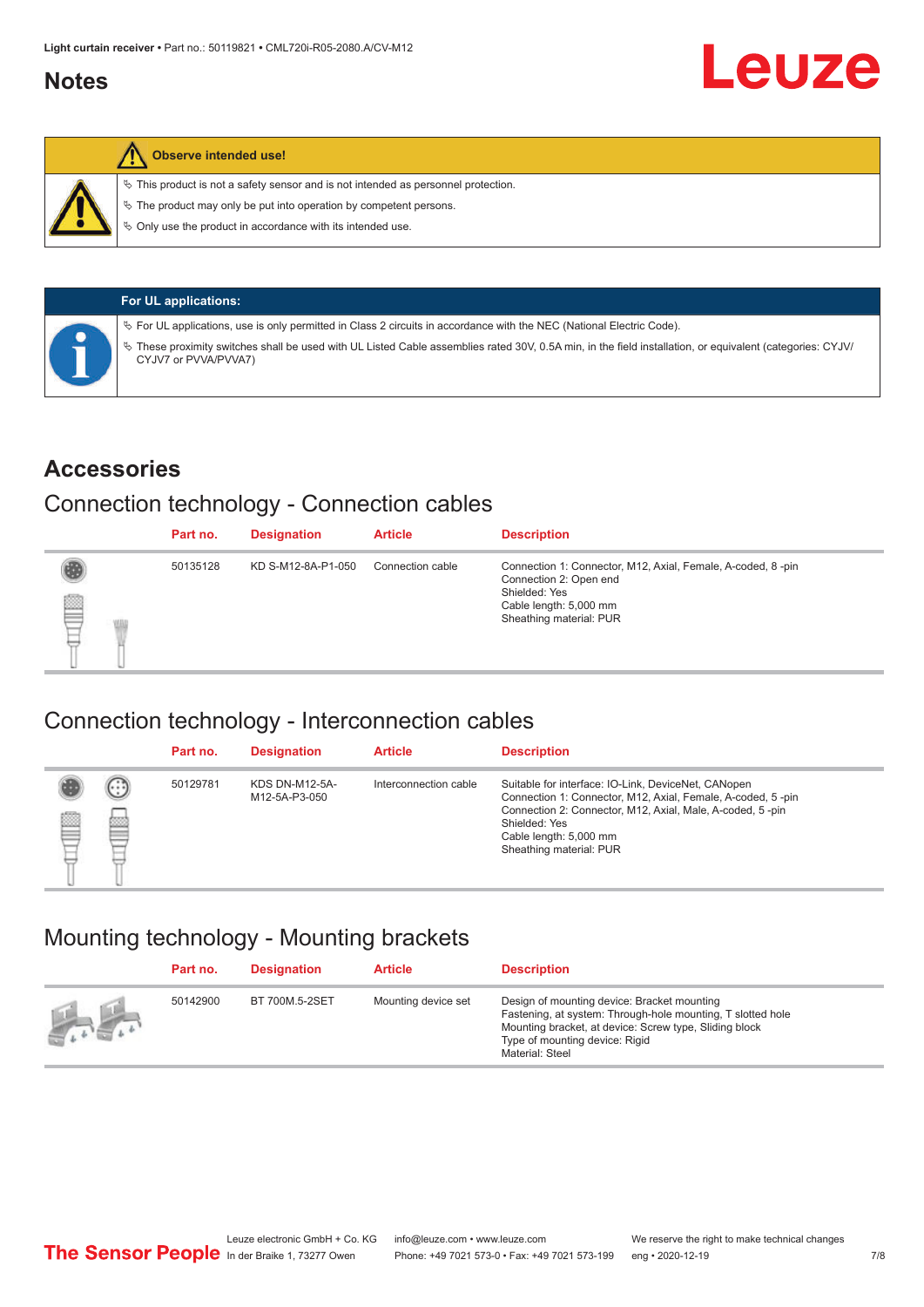## Notes

**Observe intended use!**

- ↳ This product is not a safety sensor and is not intended as personnel protection.
- ↳ The product may only be put into operation by competent persons.
- ↳ Only use the product in accordance with its intended use.

**For UL applications:**

- ↳ For UL applications, use is only permitted in Class 2 circuits in accordance with the NEC (National Electric Code).
- ↳ These proximity switches shall be used with UL Listed Cable assemblies rated 30V, 0.5A min, in the field installation, or equivalent (categories: CYJV/CYJV7 or PVVA/PVVA7)

## Accessories

### Connection technology - Connection cables

| | Part no. | Designation | Article | Description |
|---|---|---|---|---|
| | 50135128 | KD S-M12-8A-P1-050 | Connection cable | Connection 1: Connector, M12, Axial, Female, A-coded, 8 -pin<br>Connection 2: Open end<br>Shielded: Yes<br>Cable length: 5,000 mm<br>Sheathing material: PUR |

### Connection technology - Interconnection cables

| | Part no. | Designation | Article | Description |
|---|---|---|---|---|
| | 50129781 | KDS DN-M12-5A-M12-5A-P3-050 | Interconnection cable | Suitable for interface: IO-Link, DeviceNet, CANopen<br>Connection 1: Connector, M12, Axial, Female, A-coded, 5 -pin<br>Connection 2: Connector, M12, Axial, Male, A-coded, 5 -pin<br>Shielded: Yes<br>Cable length: 5,000 mm<br>Sheathing material: PUR |

### Mounting technology - Mounting brackets

| | Part no. | Designation | Article | Description |
|---|---|---|---|---|
| | 50142900 | BT 700M.5-2SET | Mounting device set | Design of mounting device: Bracket mounting<br>Fastening, at system: Through-hole mounting, T slotted hole<br>Mounting bracket, at device: Screw type, Sliding block<br>Type of mounting device: Rigid<br>Material: Steel |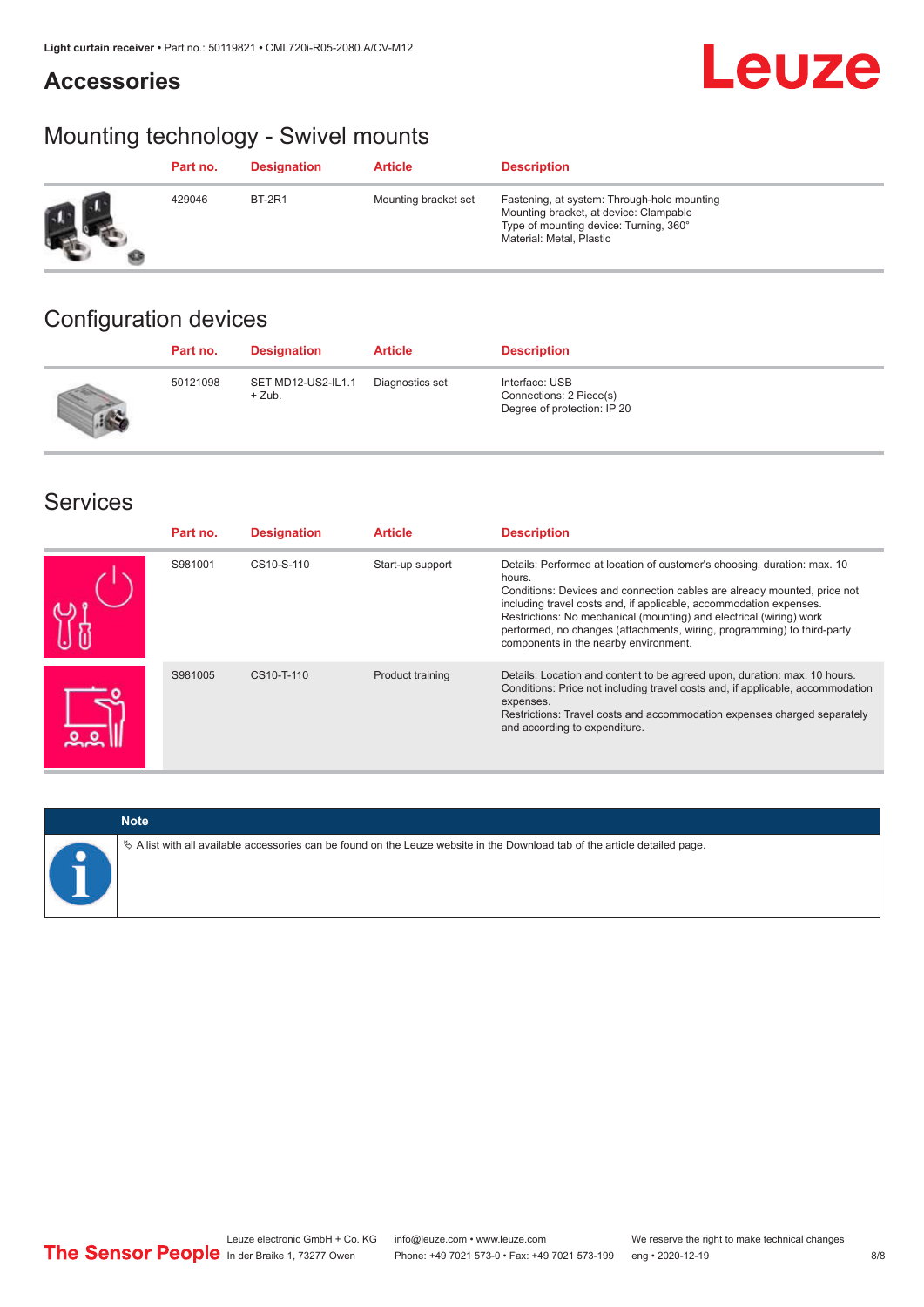## Accessories

### Mounting technology - Swivel mounts

| Part no. | Designation | Article | Description |
|---|---|---|---|
| 429046 | BT-2R1 | Mounting bracket set | Fastening, at system: Through-hole mounting<br>Mounting bracket, at device: Clampable<br>Type of mounting device: Turning, 360°<br>Material: Metal, Plastic |

### Configuration devices

| Part no. | Designation | Article | Description |
|---|---|---|---|
| 50121098 | SET MD12-US2-IL1.1 + Zub. | Diagnostics set | Interface: USB<br>Connections: 2 Piece(s)<br>Degree of protection: IP 20 |

### Services

| Part no. | Designation | Article | Description |
|---|---|---|---|
| S981001 | CS10-S-110 | Start-up support | Details: Performed at location of customer's choosing, duration: max. 10 hours.<br>Conditions: Devices and connection cables are already mounted, price not including travel costs and, if applicable, accommodation expenses.<br>Restrictions: No mechanical (mounting) and electrical (wiring) work performed, no changes (attachments, wiring, programming) to third-party components in the nearby environment. |
| S981005 | CS10-T-110 | Product training | Details: Location and content to be agreed upon, duration: max. 10 hours.<br>Conditions: Price not including travel costs and, if applicable, accommodation expenses.<br>Restrictions: Travel costs and accommodation expenses charged separately and according to expenditure. |

**Note**

A list with all available accessories can be found on the Leuze website in the Download tab of the article detailed page.